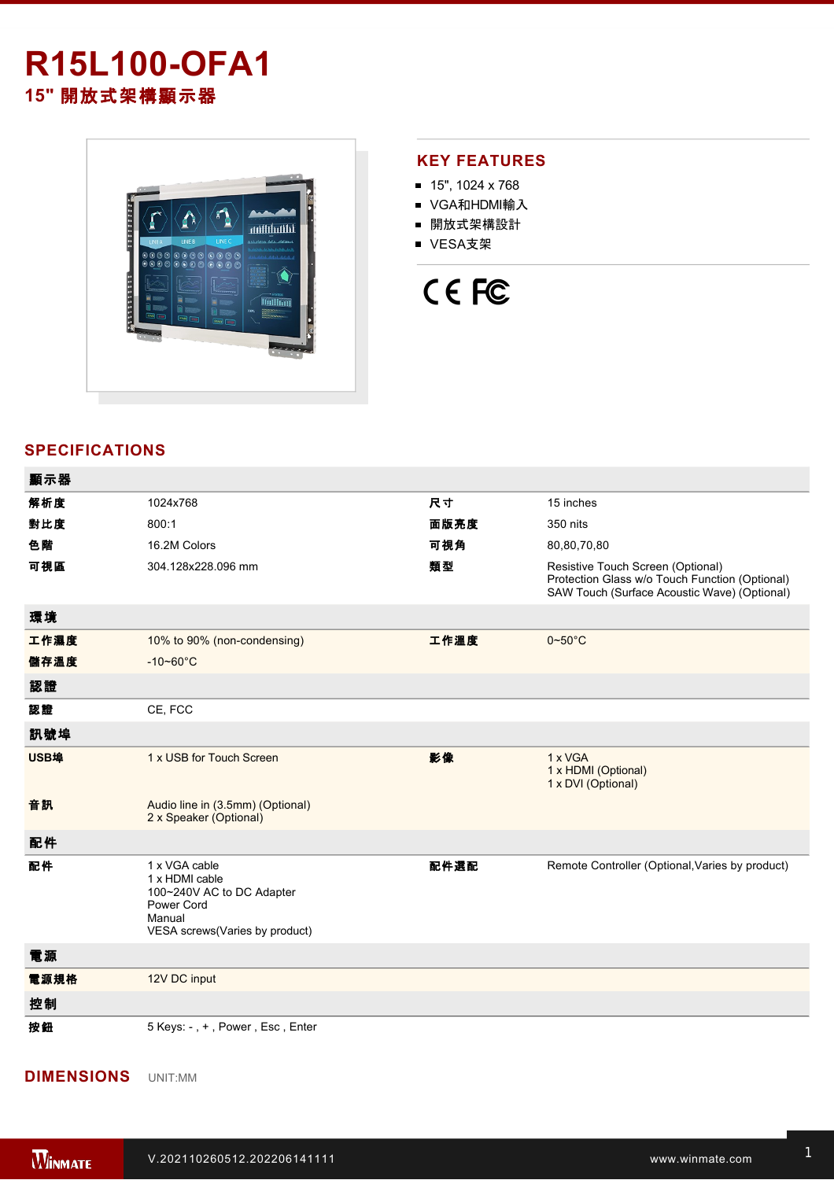# R15L100-OFA1

## 15" 開放式架構顯示器

## KEY FEATURES

- 15", 1024 x 768
- VGA和HDMI輸入
- 開放式架構設計
- VESA支架

## SPECIFICATIONS

| | | | |
|---|---|---|---|
| **顯示器** | | | |
| **解析度** | 1024x768 | **尺寸** | 15 inches |
| **對比度** | 800:1 | **面版亮度** | 350 nits |
| **色階** | 16.2M Colors | **可視角** | 80,80,70,80 |
| **可視區** | 304.128x228.096 mm | **類型** | Resistive Touch Screen (Optional)<br>Protection Glass w/o Touch Function (Optional)<br>SAW Touch (Surface Acoustic Wave) (Optional) |
| **環境** | | | |
| **工作濕度** | 10% to 90% (non-condensing) | **工作溫度** | 0~50°C |
| **儲存溫度** | -10~60°C | | |
| **認證** | | | |
| **認證** | CE, FCC | | |
| **訊號埠** | | | |
| **USB埠** | 1 x USB for Touch Screen | **影像** | 1 x VGA<br>1 x HDMI (Optional)<br>1 x DVI (Optional) |
| **音訊** | Audio line in (3.5mm) (Optional)<br>2 x Speaker (Optional) | | |
| **配件** | | | |
| **配件** | 1 x VGA cable<br>1 x HDMI cable<br>100~240V AC to DC Adapter<br>Power Cord<br>Manual<br>VESA screws(Varies by product) | **配件選配** | Remote Controller (Optional,Varies by product) |
| **電源** | | | |
| **電源規格** | 12V DC input | | |
| **控制** | | | |
| **按鈕** | 5 Keys: - , + , Power , Esc , Enter | | |

## DIMENSIONS

UNIT:MM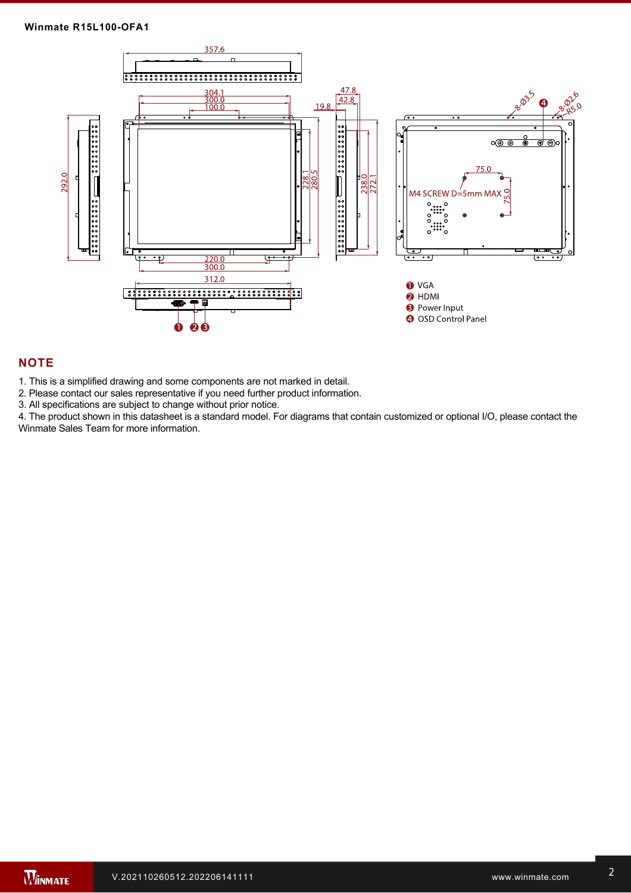**Winmate R15L100-OFA1**

357.6

304.1
300.0
100.0

47.8
42.8
19.8

8-Ø3.5
8-Ø2.6
R5.0

292.0

228.1
280.5

238.0
272.1

75.0
M4 SCREW D=5mm MAX
75.0

220.0
300.0

312.0

❶ VGA
❷ HDMI
❸ Power Input
❹ OSD Control Panel

## NOTE

1. This is a simplified drawing and some components are not marked in detail.
2. Please contact our sales representative if you need further product information.
3. All specifications are subject to change without prior notice.
4. The product shown in this datasheet is a standard model. For diagrams that contain customized or optional I/O, please contact the Winmate Sales Team for more information.